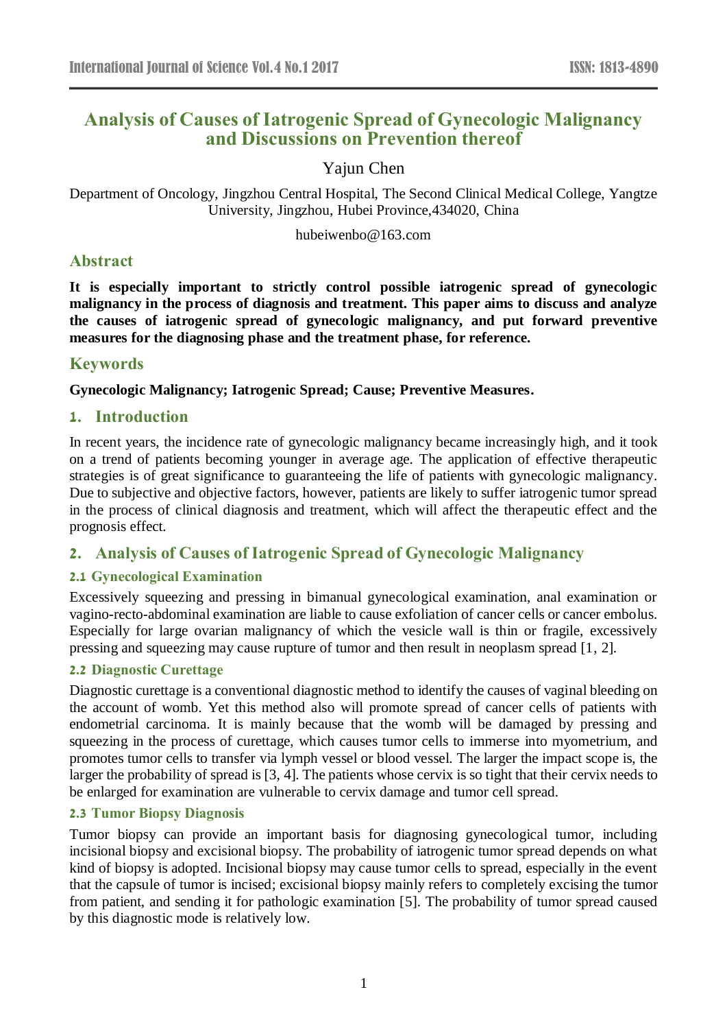# Analysis of Causes of Iatrogenic Spread of Gynecologic Malignancy and Discussions on Prevention thereof

Yajun Chen

Department of Oncology, Jingzhou Central Hospital, The Second Clinical Medical College, Yangtze University, Jingzhou, Hubei Province,434020, China

hubeiwenbo@163.com

## Abstract

**It is especially important to strictly control possible iatrogenic spread of gynecologic malignancy in the process of diagnosis and treatment. This paper aims to discuss and analyze the causes of iatrogenic spread of gynecologic malignancy, and put forward preventive measures for the diagnosing phase and the treatment phase, for reference.**

## Keywords

**Gynecologic Malignancy; Iatrogenic Spread; Cause; Preventive Measures.**

## 1. Introduction

In recent years, the incidence rate of gynecologic malignancy became increasingly high, and it took on a trend of patients becoming younger in average age. The application of effective therapeutic strategies is of great significance to guaranteeing the life of patients with gynecologic malignancy. Due to subjective and objective factors, however, patients are likely to suffer iatrogenic tumor spread in the process of clinical diagnosis and treatment, which will affect the therapeutic effect and the prognosis effect.

## 2. Analysis of Causes of Iatrogenic Spread of Gynecologic Malignancy

### 2.1 Gynecological Examination

Excessively squeezing and pressing in bimanual gynecological examination, anal examination or vagino-recto-abdominal examination are liable to cause exfoliation of cancer cells or cancer embolus. Especially for large ovarian malignancy of which the vesicle wall is thin or fragile, excessively pressing and squeezing may cause rupture of tumor and then result in neoplasm spread [1, 2].

### 2.2 Diagnostic Curettage

Diagnostic curettage is a conventional diagnostic method to identify the causes of vaginal bleeding on the account of womb. Yet this method also will promote spread of cancer cells of patients with endometrial carcinoma. It is mainly because that the womb will be damaged by pressing and squeezing in the process of curettage, which causes tumor cells to immerse into myometrium, and promotes tumor cells to transfer via lymph vessel or blood vessel. The larger the impact scope is, the larger the probability of spread is [3, 4]. The patients whose cervix is so tight that their cervix needs to be enlarged for examination are vulnerable to cervix damage and tumor cell spread.

### 2.3 Tumor Biopsy Diagnosis

Tumor biopsy can provide an important basis for diagnosing gynecological tumor, including incisional biopsy and excisional biopsy. The probability of iatrogenic tumor spread depends on what kind of biopsy is adopted. Incisional biopsy may cause tumor cells to spread, especially in the event that the capsule of tumor is incised; excisional biopsy mainly refers to completely excising the tumor from patient, and sending it for pathologic examination [5]. The probability of tumor spread caused by this diagnostic mode is relatively low.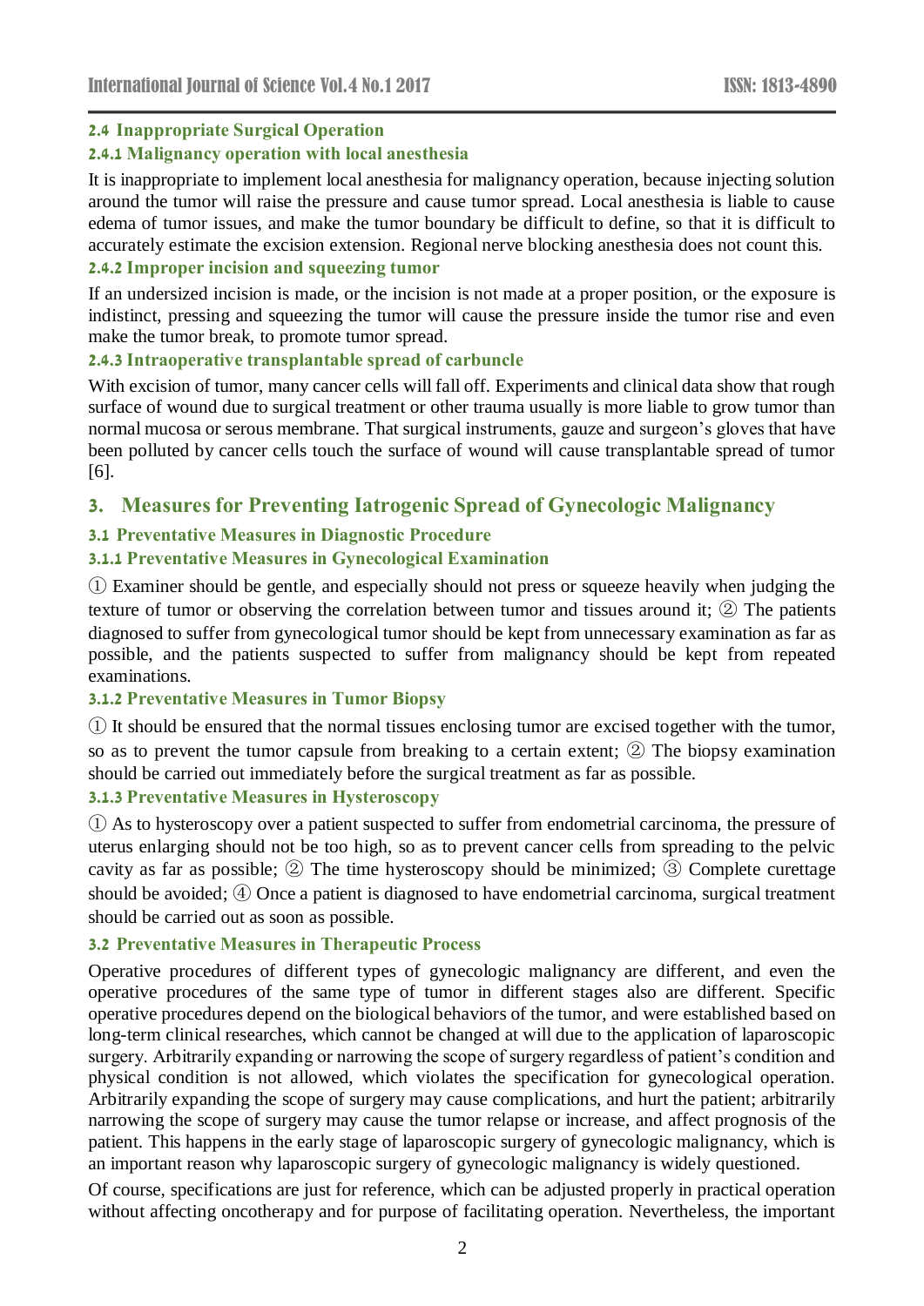### 2.4 Inappropriate Surgical Operation

#### 2.4.1 Malignancy operation with local anesthesia

It is inappropriate to implement local anesthesia for malignancy operation, because injecting solution around the tumor will raise the pressure and cause tumor spread. Local anesthesia is liable to cause edema of tumor issues, and make the tumor boundary be difficult to define, so that it is difficult to accurately estimate the excision extension. Regional nerve blocking anesthesia does not count this.

#### 2.4.2 Improper incision and squeezing tumor

If an undersized incision is made, or the incision is not made at a proper position, or the exposure is indistinct, pressing and squeezing the tumor will cause the pressure inside the tumor rise and even make the tumor break, to promote tumor spread.

#### 2.4.3 Intraoperative transplantable spread of carbuncle

With excision of tumor, many cancer cells will fall off. Experiments and clinical data show that rough surface of wound due to surgical treatment or other trauma usually is more liable to grow tumor than normal mucosa or serous membrane. That surgical instruments, gauze and surgeon's gloves that have been polluted by cancer cells touch the surface of wound will cause transplantable spread of tumor [6].

## 3. Measures for Preventing Iatrogenic Spread of Gynecologic Malignancy

### 3.1 Preventative Measures in Diagnostic Procedure

#### 3.1.1 Preventative Measures in Gynecological Examination

① Examiner should be gentle, and especially should not press or squeeze heavily when judging the texture of tumor or observing the correlation between tumor and tissues around it; ② The patients diagnosed to suffer from gynecological tumor should be kept from unnecessary examination as far as possible, and the patients suspected to suffer from malignancy should be kept from repeated examinations.

#### 3.1.2 Preventative Measures in Tumor Biopsy

① It should be ensured that the normal tissues enclosing tumor are excised together with the tumor, so as to prevent the tumor capsule from breaking to a certain extent; ② The biopsy examination should be carried out immediately before the surgical treatment as far as possible.

#### 3.1.3 Preventative Measures in Hysteroscopy

① As to hysteroscopy over a patient suspected to suffer from endometrial carcinoma, the pressure of uterus enlarging should not be too high, so as to prevent cancer cells from spreading to the pelvic cavity as far as possible; ② The time hysteroscopy should be minimized; ③ Complete curettage should be avoided; ④ Once a patient is diagnosed to have endometrial carcinoma, surgical treatment should be carried out as soon as possible.

### 3.2 Preventative Measures in Therapeutic Process

Operative procedures of different types of gynecologic malignancy are different, and even the operative procedures of the same type of tumor in different stages also are different. Specific operative procedures depend on the biological behaviors of the tumor, and were established based on long-term clinical researches, which cannot be changed at will due to the application of laparoscopic surgery. Arbitrarily expanding or narrowing the scope of surgery regardless of patient's condition and physical condition is not allowed, which violates the specification for gynecological operation. Arbitrarily expanding the scope of surgery may cause complications, and hurt the patient; arbitrarily narrowing the scope of surgery may cause the tumor relapse or increase, and affect prognosis of the patient. This happens in the early stage of laparoscopic surgery of gynecologic malignancy, which is an important reason why laparoscopic surgery of gynecologic malignancy is widely questioned.

Of course, specifications are just for reference, which can be adjusted properly in practical operation without affecting oncotherapy and for purpose of facilitating operation. Nevertheless, the important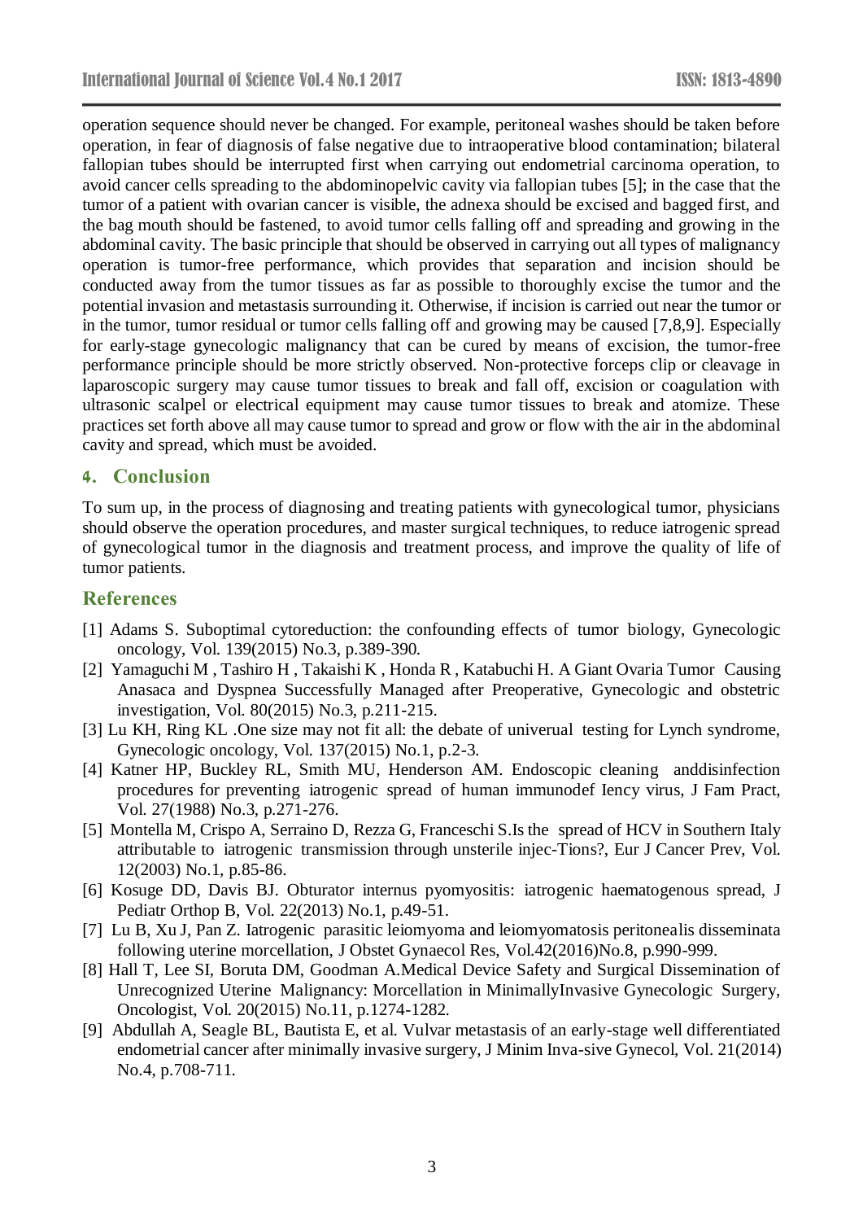operation sequence should never be changed. For example, peritoneal washes should be taken before operation, in fear of diagnosis of false negative due to intraoperative blood contamination; bilateral fallopian tubes should be interrupted first when carrying out endometrial carcinoma operation, to avoid cancer cells spreading to the abdominopelvic cavity via fallopian tubes [5]; in the case that the tumor of a patient with ovarian cancer is visible, the adnexa should be excised and bagged first, and the bag mouth should be fastened, to avoid tumor cells falling off and spreading and growing in the abdominal cavity. The basic principle that should be observed in carrying out all types of malignancy operation is tumor-free performance, which provides that separation and incision should be conducted away from the tumor tissues as far as possible to thoroughly excise the tumor and the potential invasion and metastasis surrounding it. Otherwise, if incision is carried out near the tumor or in the tumor, tumor residual or tumor cells falling off and growing may be caused [7,8,9]. Especially for early-stage gynecologic malignancy that can be cured by means of excision, the tumor-free performance principle should be more strictly observed. Non-protective forceps clip or cleavage in laparoscopic surgery may cause tumor tissues to break and fall off, excision or coagulation with ultrasonic scalpel or electrical equipment may cause tumor tissues to break and atomize. These practices set forth above all may cause tumor to spread and grow or flow with the air in the abdominal cavity and spread, which must be avoided.

## 4. Conclusion

To sum up, in the process of diagnosing and treating patients with gynecological tumor, physicians should observe the operation procedures, and master surgical techniques, to reduce iatrogenic spread of gynecological tumor in the diagnosis and treatment process, and improve the quality of life of tumor patients.

## References

[1] Adams S. Suboptimal cytoreduction: the confounding effects of tumor biology, Gynecologic oncology, Vol. 139(2015) No.3, p.389-390.

[2] Yamaguchi M , Tashiro H , Takaishi K , Honda R , Katabuchi H. A Giant Ovaria Tumor Causing Anasaca and Dyspnea Successfully Managed after Preoperative, Gynecologic and obstetric investigation, Vol. 80(2015) No.3, p.211-215.

[3] Lu KH, Ring KL .One size may not fit all: the debate of univeral testing for Lynch syndrome, Gynecologic oncology, Vol. 137(2015) No.1, p.2-3.

[4] Katner HP, Buckley RL, Smith MU, Henderson AM. Endoscopic cleaning anddisinfection procedures for preventing iatrogenic spread of human immunodef Iency virus, J Fam Pract, Vol. 27(1988) No.3, p.271-276.

[5] Montella M, Crispo A, Serraino D, Rezza G, Franceschi S.Is the spread of HCV in Southern Italy attributable to iatrogenic transmission through unsterile injec-Tions?, Eur J Cancer Prev, Vol. 12(2003) No.1, p.85-86.

[6] Kosuge DD, Davis BJ. Obturator internus pyomyositis: iatrogenic haematogenous spread, J Pediatr Orthop B, Vol. 22(2013) No.1, p.49-51.

[7] Lu B, Xu J, Pan Z. Iatrogenic parasitic leiomyoma and leiomyomatosis peritonealis disseminata following uterine morcellation, J Obstet Gynaecol Res, Vol.42(2016)No.8, p.990-999.

[8] Hall T, Lee SI, Boruta DM, Goodman A.Medical Device Safety and Surgical Dissemination of Unrecognized Uterine Malignancy: Morcellation in MinimallyInvasive Gynecologic Surgery, Oncologist, Vol. 20(2015) No.11, p.1274-1282.

[9] Abdullah A, Seagle BL, Bautista E, et al. Vulvar metastasis of an early-stage well differentiated endometrial cancer after minimally invasive surgery, J Minim Inva-sive Gynecol, Vol. 21(2014) No.4, p.708-711.